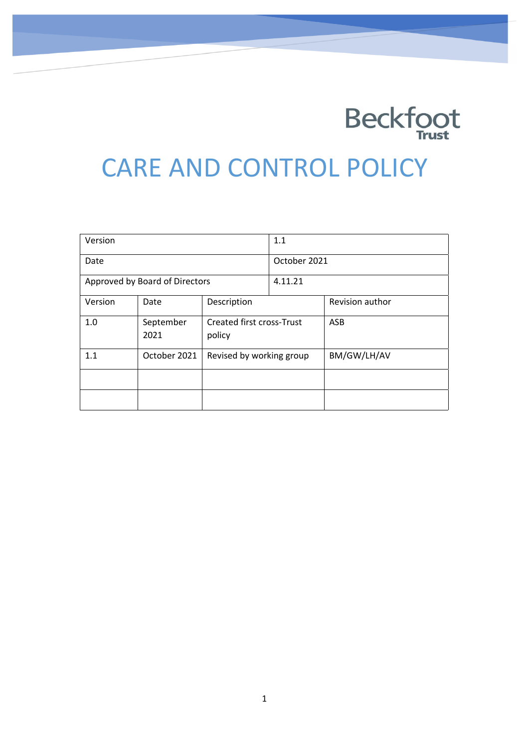Beckfoot Trust

# CARE AND CONTROL POLICY

| Version | | | 1.1 | |
|---|---|---|---|---|
| Date | | | October 2021 | |
| Approved by Board of Directors | | | 4.11.21 | |
| Version | Date | Description | | Revision author |
| 1.0 | September 2021 | Created first cross-Trust policy | | ASB |
| 1.1 | October 2021 | Revised by working group | | BM/GW/LH/AV |
| | | | | |
| | | | | |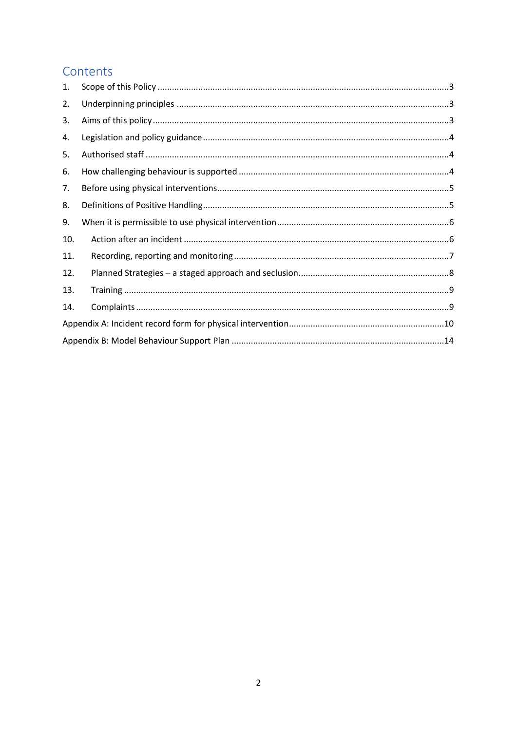## Contents

1. Scope of this Policy ..... 3
2. Underpinning principles ..... 3
3. Aims of this policy ..... 3
4. Legislation and policy guidance ..... 4
5. Authorised staff ..... 4
6. How challenging behaviour is supported ..... 4
7. Before using physical interventions ..... 5
8. Definitions of Positive Handling ..... 5
9. When it is permissible to use physical intervention ..... 6
10. Action after an incident ..... 6
11. Recording, reporting and monitoring ..... 7
12. Planned Strategies – a staged approach and seclusion ..... 8
13. Training ..... 9
14. Complaints ..... 9

Appendix A: Incident record form for physical intervention ..... 10

Appendix B: Model Behaviour Support Plan ..... 14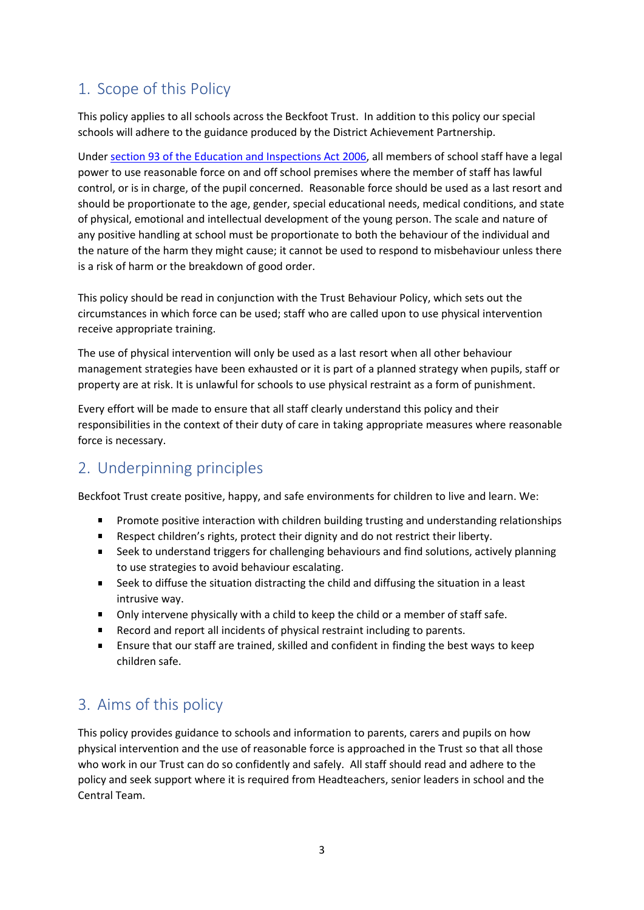## 1. Scope of this Policy

This policy applies to all schools across the Beckfoot Trust. In addition to this policy our special schools will adhere to the guidance produced by the District Achievement Partnership.

Under [section 93 of the Education and Inspections Act 2006](), all members of school staff have a legal power to use reasonable force on and off school premises where the member of staff has lawful control, or is in charge, of the pupil concerned. Reasonable force should be used as a last resort and should be proportionate to the age, gender, special educational needs, medical conditions, and state of physical, emotional and intellectual development of the young person. The scale and nature of any positive handling at school must be proportionate to both the behaviour of the individual and the nature of the harm they might cause; it cannot be used to respond to misbehaviour unless there is a risk of harm or the breakdown of good order.

This policy should be read in conjunction with the Trust Behaviour Policy, which sets out the circumstances in which force can be used; staff who are called upon to use physical intervention receive appropriate training.

The use of physical intervention will only be used as a last resort when all other behaviour management strategies have been exhausted or it is part of a planned strategy when pupils, staff or property are at risk. It is unlawful for schools to use physical restraint as a form of punishment.

Every effort will be made to ensure that all staff clearly understand this policy and their responsibilities in the context of their duty of care in taking appropriate measures where reasonable force is necessary.

## 2. Underpinning principles

Beckfoot Trust create positive, happy, and safe environments for children to live and learn. We:

- Promote positive interaction with children building trusting and understanding relationships
- Respect children's rights, protect their dignity and do not restrict their liberty.
- Seek to understand triggers for challenging behaviours and find solutions, actively planning to use strategies to avoid behaviour escalating.
- Seek to diffuse the situation distracting the child and diffusing the situation in a least intrusive way.
- Only intervene physically with a child to keep the child or a member of staff safe.
- Record and report all incidents of physical restraint including to parents.
- Ensure that our staff are trained, skilled and confident in finding the best ways to keep children safe.

## 3. Aims of this policy

This policy provides guidance to schools and information to parents, carers and pupils on how physical intervention and the use of reasonable force is approached in the Trust so that all those who work in our Trust can do so confidently and safely. All staff should read and adhere to the policy and seek support where it is required from Headteachers, senior leaders in school and the Central Team.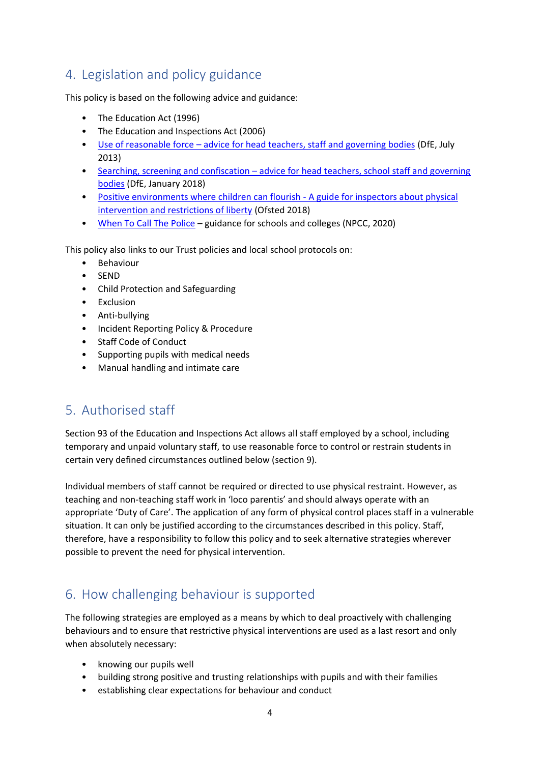## 4. Legislation and policy guidance

This policy is based on the following advice and guidance:

- The Education Act (1996)
- The Education and Inspections Act (2006)
- Use of reasonable force – advice for head teachers, staff and governing bodies (DfE, July 2013)
- Searching, screening and confiscation – advice for head teachers, school staff and governing bodies (DfE, January 2018)
- Positive environments where children can flourish - A guide for inspectors about physical intervention and restrictions of liberty (Ofsted 2018)
- When To Call The Police – guidance for schools and colleges (NPCC, 2020)

This policy also links to our Trust policies and local school protocols on:

- Behaviour
- SEND
- Child Protection and Safeguarding
- Exclusion
- Anti-bullying
- Incident Reporting Policy & Procedure
- Staff Code of Conduct
- Supporting pupils with medical needs
- Manual handling and intimate care

## 5. Authorised staff

Section 93 of the Education and Inspections Act allows all staff employed by a school, including temporary and unpaid voluntary staff, to use reasonable force to control or restrain students in certain very defined circumstances outlined below (section 9).

Individual members of staff cannot be required or directed to use physical restraint. However, as teaching and non-teaching staff work in 'loco parentis' and should always operate with an appropriate 'Duty of Care'. The application of any form of physical control places staff in a vulnerable situation. It can only be justified according to the circumstances described in this policy. Staff, therefore, have a responsibility to follow this policy and to seek alternative strategies wherever possible to prevent the need for physical intervention.

## 6. How challenging behaviour is supported

The following strategies are employed as a means by which to deal proactively with challenging behaviours and to ensure that restrictive physical interventions are used as a last resort and only when absolutely necessary:

- knowing our pupils well
- building strong positive and trusting relationships with pupils and with their families
- establishing clear expectations for behaviour and conduct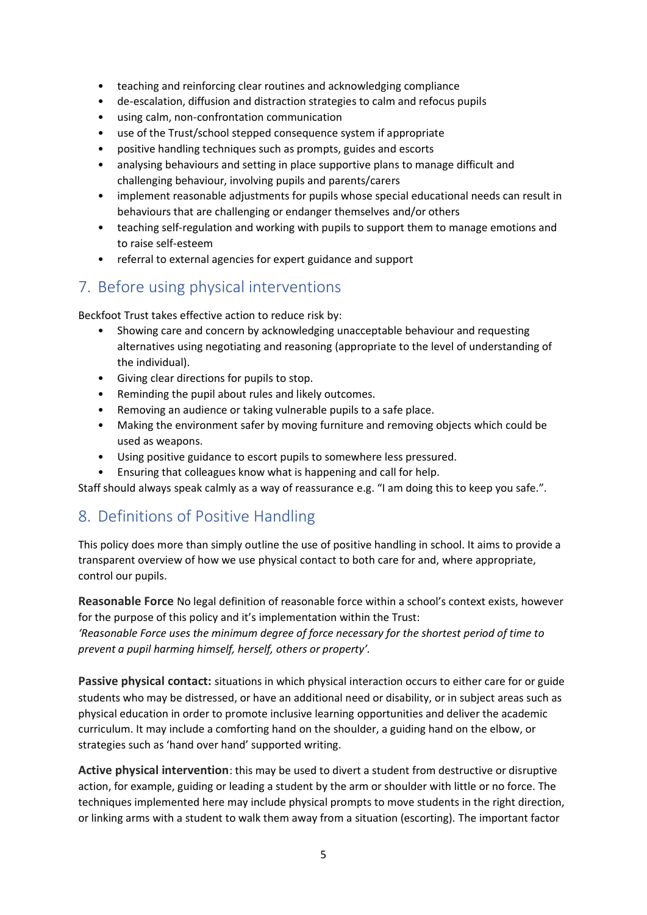- teaching and reinforcing clear routines and acknowledging compliance
- de-escalation, diffusion and distraction strategies to calm and refocus pupils
- using calm, non-confrontation communication
- use of the Trust/school stepped consequence system if appropriate
- positive handling techniques such as prompts, guides and escorts
- analysing behaviours and setting in place supportive plans to manage difficult and challenging behaviour, involving pupils and parents/carers
- implement reasonable adjustments for pupils whose special educational needs can result in behaviours that are challenging or endanger themselves and/or others
- teaching self-regulation and working with pupils to support them to manage emotions and to raise self-esteem
- referral to external agencies for expert guidance and support

## 7. Before using physical interventions

Beckfoot Trust takes effective action to reduce risk by:

- Showing care and concern by acknowledging unacceptable behaviour and requesting alternatives using negotiating and reasoning (appropriate to the level of understanding of the individual).
- Giving clear directions for pupils to stop.
- Reminding the pupil about rules and likely outcomes.
- Removing an audience or taking vulnerable pupils to a safe place.
- Making the environment safer by moving furniture and removing objects which could be used as weapons.
- Using positive guidance to escort pupils to somewhere less pressured.
- Ensuring that colleagues know what is happening and call for help.

Staff should always speak calmly as a way of reassurance e.g. "I am doing this to keep you safe.".

## 8. Definitions of Positive Handling

This policy does more than simply outline the use of positive handling in school. It aims to provide a transparent overview of how we use physical contact to both care for and, where appropriate, control our pupils.

**Reasonable Force** No legal definition of reasonable force within a school's context exists, however for the purpose of this policy and it's implementation within the Trust:
*'Reasonable Force uses the minimum degree of force necessary for the shortest period of time to prevent a pupil harming himself, herself, others or property'.*

**Passive physical contact:** situations in which physical interaction occurs to either care for or guide students who may be distressed, or have an additional need or disability, or in subject areas such as physical education in order to promote inclusive learning opportunities and deliver the academic curriculum. It may include a comforting hand on the shoulder, a guiding hand on the elbow, or strategies such as 'hand over hand' supported writing.

**Active physical intervention**: this may be used to divert a student from destructive or disruptive action, for example, guiding or leading a student by the arm or shoulder with little or no force. The techniques implemented here may include physical prompts to move students in the right direction, or linking arms with a student to walk them away from a situation (escorting). The important factor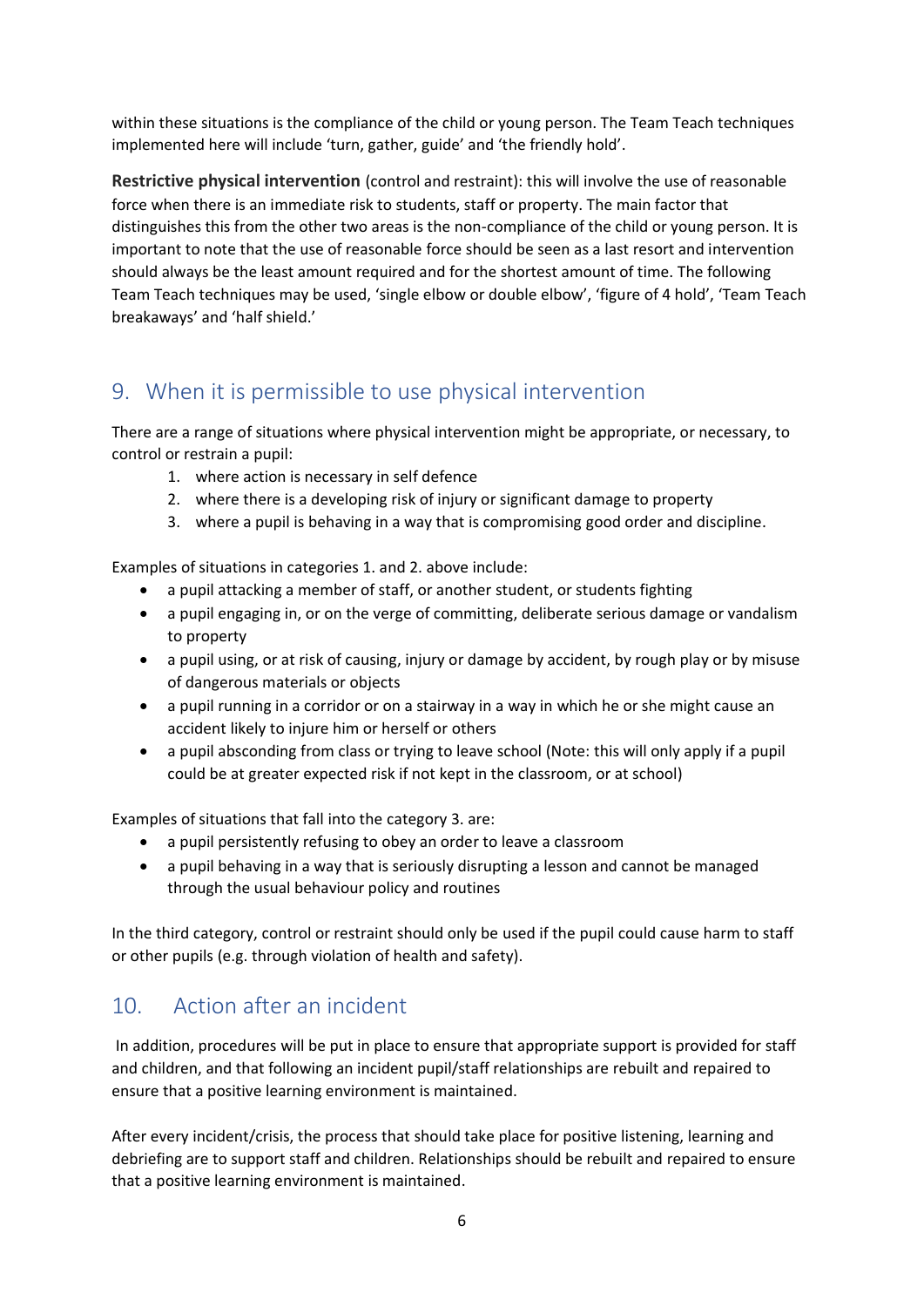within these situations is the compliance of the child or young person. The Team Teach techniques implemented here will include 'turn, gather, guide' and 'the friendly hold'.

**Restrictive physical intervention** (control and restraint): this will involve the use of reasonable force when there is an immediate risk to students, staff or property. The main factor that distinguishes this from the other two areas is the non-compliance of the child or young person. It is important to note that the use of reasonable force should be seen as a last resort and intervention should always be the least amount required and for the shortest amount of time. The following Team Teach techniques may be used, 'single elbow or double elbow', 'figure of 4 hold', 'Team Teach breakaways' and 'half shield.'

## 9. When it is permissible to use physical intervention

There are a range of situations where physical intervention might be appropriate, or necessary, to control or restrain a pupil:

1. where action is necessary in self defence
2. where there is a developing risk of injury or significant damage to property
3. where a pupil is behaving in a way that is compromising good order and discipline.

Examples of situations in categories 1. and 2. above include:

- a pupil attacking a member of staff, or another student, or students fighting
- a pupil engaging in, or on the verge of committing, deliberate serious damage or vandalism to property
- a pupil using, or at risk of causing, injury or damage by accident, by rough play or by misuse of dangerous materials or objects
- a pupil running in a corridor or on a stairway in a way in which he or she might cause an accident likely to injure him or herself or others
- a pupil absconding from class or trying to leave school (Note: this will only apply if a pupil could be at greater expected risk if not kept in the classroom, or at school)

Examples of situations that fall into the category 3. are:

- a pupil persistently refusing to obey an order to leave a classroom
- a pupil behaving in a way that is seriously disrupting a lesson and cannot be managed through the usual behaviour policy and routines

In the third category, control or restraint should only be used if the pupil could cause harm to staff or other pupils (e.g. through violation of health and safety).

## 10. Action after an incident

In addition, procedures will be put in place to ensure that appropriate support is provided for staff and children, and that following an incident pupil/staff relationships are rebuilt and repaired to ensure that a positive learning environment is maintained.

After every incident/crisis, the process that should take place for positive listening, learning and debriefing are to support staff and children. Relationships should be rebuilt and repaired to ensure that a positive learning environment is maintained.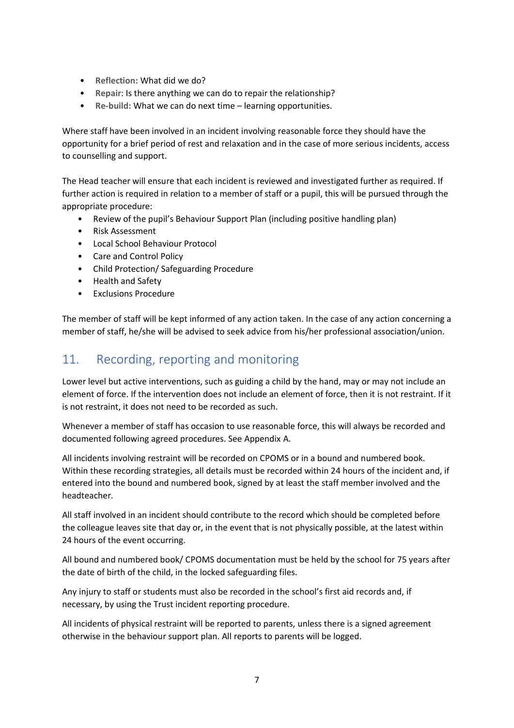- **Reflection:** What did we do?
- **Repair:** Is there anything we can do to repair the relationship?
- **Re-build:** What we can do next time – learning opportunities.

Where staff have been involved in an incident involving reasonable force they should have the opportunity for a brief period of rest and relaxation and in the case of more serious incidents, access to counselling and support.

The Head teacher will ensure that each incident is reviewed and investigated further as required. If further action is required in relation to a member of staff or a pupil, this will be pursued through the appropriate procedure:

- Review of the pupil's Behaviour Support Plan (including positive handling plan)
- Risk Assessment
- Local School Behaviour Protocol
- Care and Control Policy
- Child Protection/ Safeguarding Procedure
- Health and Safety
- Exclusions Procedure

The member of staff will be kept informed of any action taken. In the case of any action concerning a member of staff, he/she will be advised to seek advice from his/her professional association/union.

## 11. Recording, reporting and monitoring

Lower level but active interventions, such as guiding a child by the hand, may or may not include an element of force. If the intervention does not include an element of force, then it is not restraint. If it is not restraint, it does not need to be recorded as such.

Whenever a member of staff has occasion to use reasonable force, this will always be recorded and documented following agreed procedures. See Appendix A.

All incidents involving restraint will be recorded on CPOMS or in a bound and numbered book. Within these recording strategies, all details must be recorded within 24 hours of the incident and, if entered into the bound and numbered book, signed by at least the staff member involved and the headteacher.

All staff involved in an incident should contribute to the record which should be completed before the colleague leaves site that day or, in the event that is not physically possible, at the latest within 24 hours of the event occurring.

All bound and numbered book/ CPOMS documentation must be held by the school for 75 years after the date of birth of the child, in the locked safeguarding files.

Any injury to staff or students must also be recorded in the school's first aid records and, if necessary, by using the Trust incident reporting procedure.

All incidents of physical restraint will be reported to parents, unless there is a signed agreement otherwise in the behaviour support plan. All reports to parents will be logged.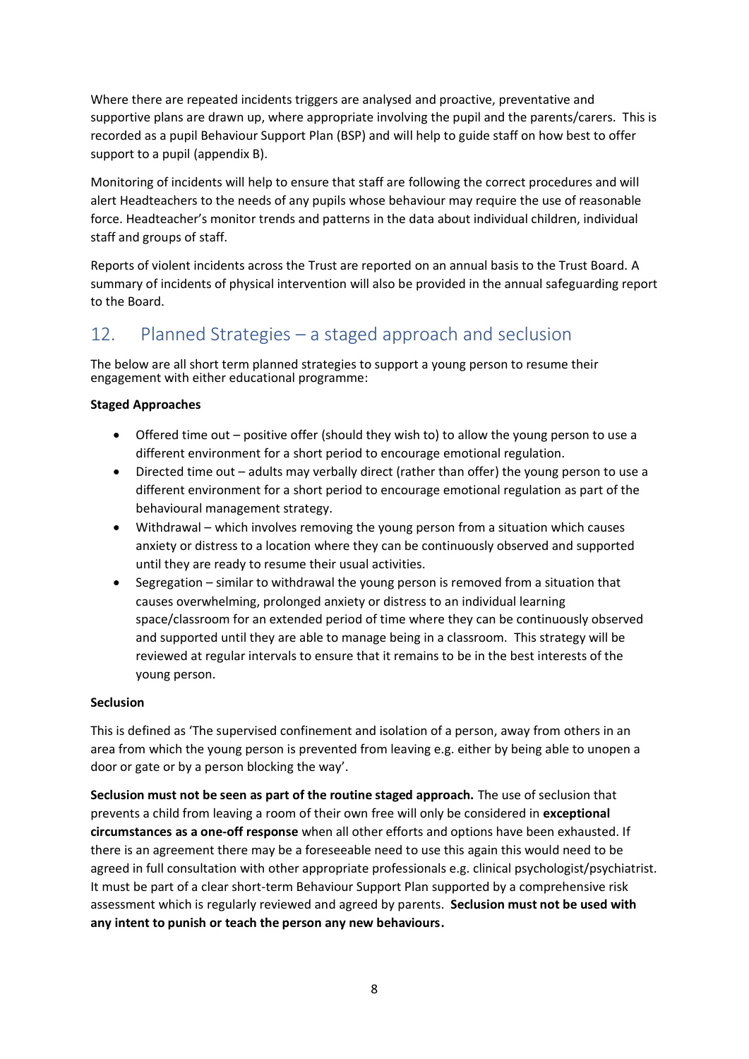Where there are repeated incidents triggers are analysed and proactive, preventative and supportive plans are drawn up, where appropriate involving the pupil and the parents/carers. This is recorded as a pupil Behaviour Support Plan (BSP) and will help to guide staff on how best to offer support to a pupil (appendix B).

Monitoring of incidents will help to ensure that staff are following the correct procedures and will alert Headteachers to the needs of any pupils whose behaviour may require the use of reasonable force. Headteacher's monitor trends and patterns in the data about individual children, individual staff and groups of staff.

Reports of violent incidents across the Trust are reported on an annual basis to the Trust Board. A summary of incidents of physical intervention will also be provided in the annual safeguarding report to the Board.

## 12. Planned Strategies – a staged approach and seclusion

The below are all short term planned strategies to support a young person to resume their engagement with either educational programme:

**Staged Approaches**

- Offered time out – positive offer (should they wish to) to allow the young person to use a different environment for a short period to encourage emotional regulation.
- Directed time out – adults may verbally direct (rather than offer) the young person to use a different environment for a short period to encourage emotional regulation as part of the behavioural management strategy.
- Withdrawal – which involves removing the young person from a situation which causes anxiety or distress to a location where they can be continuously observed and supported until they are ready to resume their usual activities.
- Segregation – similar to withdrawal the young person is removed from a situation that causes overwhelming, prolonged anxiety or distress to an individual learning space/classroom for an extended period of time where they can be continuously observed and supported until they are able to manage being in a classroom. This strategy will be reviewed at regular intervals to ensure that it remains to be in the best interests of the young person.

**Seclusion**

This is defined as 'The supervised confinement and isolation of a person, away from others in an area from which the young person is prevented from leaving e.g. either by being able to unopen a door or gate or by a person blocking the way'.

**Seclusion must not be seen as part of the routine staged approach.** The use of seclusion that prevents a child from leaving a room of their own free will only be considered in **exceptional circumstances as a one-off response** when all other efforts and options have been exhausted. If there is an agreement there may be a foreseeable need to use this again this would need to be agreed in full consultation with other appropriate professionals e.g. clinical psychologist/psychiatrist. It must be part of a clear short-term Behaviour Support Plan supported by a comprehensive risk assessment which is regularly reviewed and agreed by parents. **Seclusion must not be used with any intent to punish or teach the person any new behaviours.**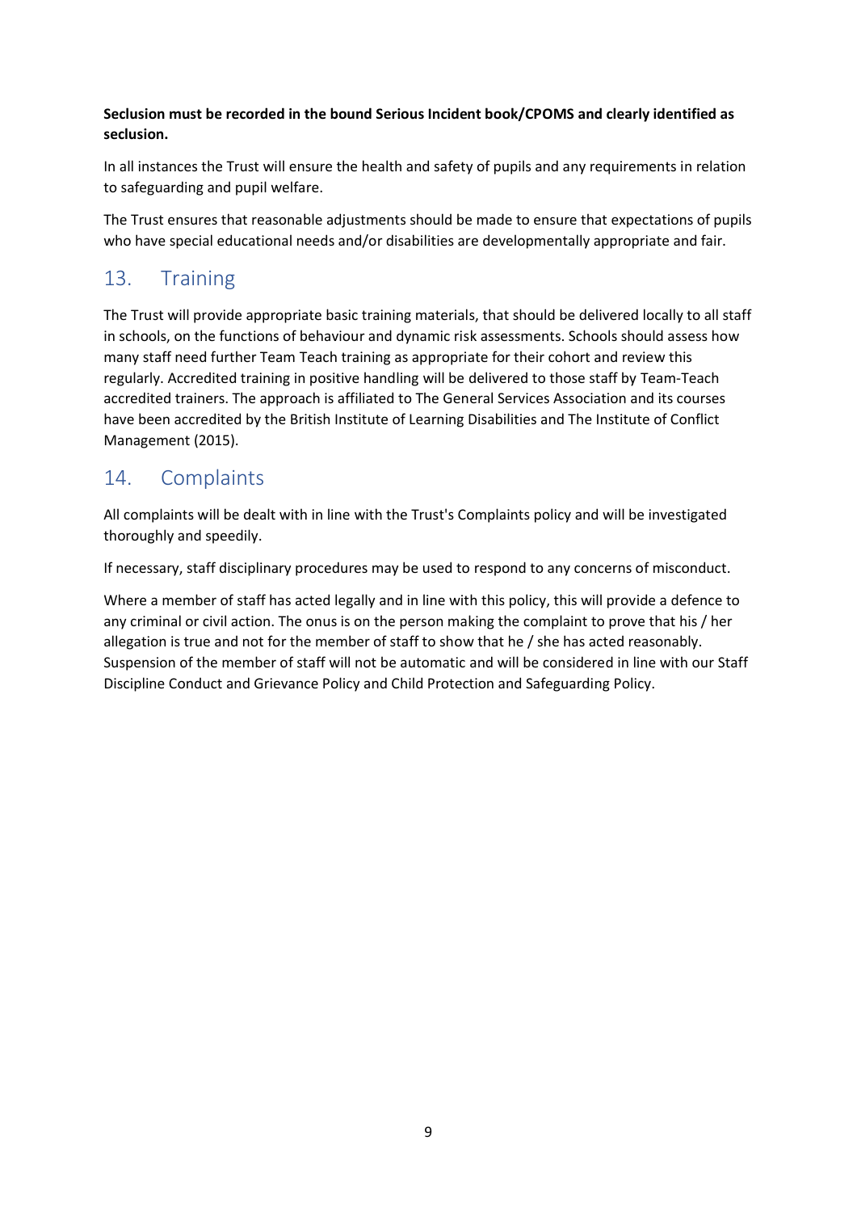**Seclusion must be recorded in the bound Serious Incident book/CPOMS and clearly identified as seclusion.**

In all instances the Trust will ensure the health and safety of pupils and any requirements in relation to safeguarding and pupil welfare.

The Trust ensures that reasonable adjustments should be made to ensure that expectations of pupils who have special educational needs and/or disabilities are developmentally appropriate and fair.

## 13. Training

The Trust will provide appropriate basic training materials, that should be delivered locally to all staff in schools, on the functions of behaviour and dynamic risk assessments. Schools should assess how many staff need further Team Teach training as appropriate for their cohort and review this regularly. Accredited training in positive handling will be delivered to those staff by Team-Teach accredited trainers. The approach is affiliated to The General Services Association and its courses have been accredited by the British Institute of Learning Disabilities and The Institute of Conflict Management (2015).

## 14. Complaints

All complaints will be dealt with in line with the Trust's Complaints policy and will be investigated thoroughly and speedily.

If necessary, staff disciplinary procedures may be used to respond to any concerns of misconduct.

Where a member of staff has acted legally and in line with this policy, this will provide a defence to any criminal or civil action. The onus is on the person making the complaint to prove that his / her allegation is true and not for the member of staff to show that he / she has acted reasonably. Suspension of the member of staff will not be automatic and will be considered in line with our Staff Discipline Conduct and Grievance Policy and Child Protection and Safeguarding Policy.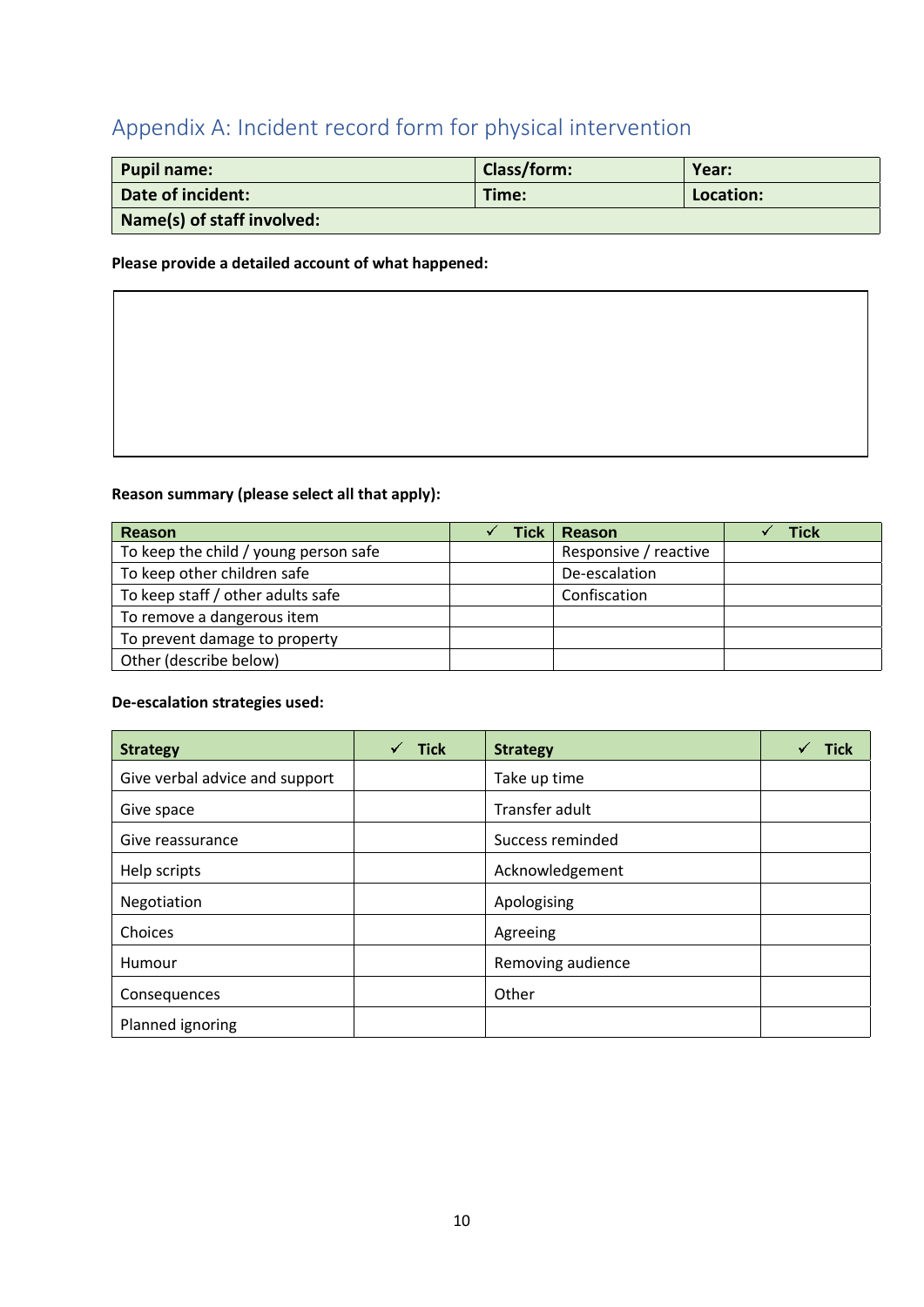## Appendix A: Incident record form for physical intervention

| **Pupil name:** | **Class/form:** | **Year:** |
|---|---|---|
| **Date of incident:** | **Time:** | **Location:** |
| **Name(s) of staff involved:** | | |

**Please provide a detailed account of what happened:**

| |
|---|
| |

**Reason summary (please select all that apply):**

| Reason | ✓ Tick | Reason | ✓ Tick |
|---|---|---|---|
| To keep the child / young person safe | | Responsive / reactive | |
| To keep other children safe | | De-escalation | |
| To keep staff / other adults safe | | Confiscation | |
| To remove a dangerous item | | | |
| To prevent damage to property | | | |
| Other (describe below) | | | |

**De-escalation strategies used:**

| Strategy | ✓ Tick | Strategy | ✓ Tick |
|---|---|---|---|
| Give verbal advice and support | | Take up time | |
| Give space | | Transfer adult | |
| Give reassurance | | Success reminded | |
| Help scripts | | Acknowledgement | |
| Negotiation | | Apologising | |
| Choices | | Agreeing | |
| Humour | | Removing audience | |
| Consequences | | Other | |
| Planned ignoring | | | |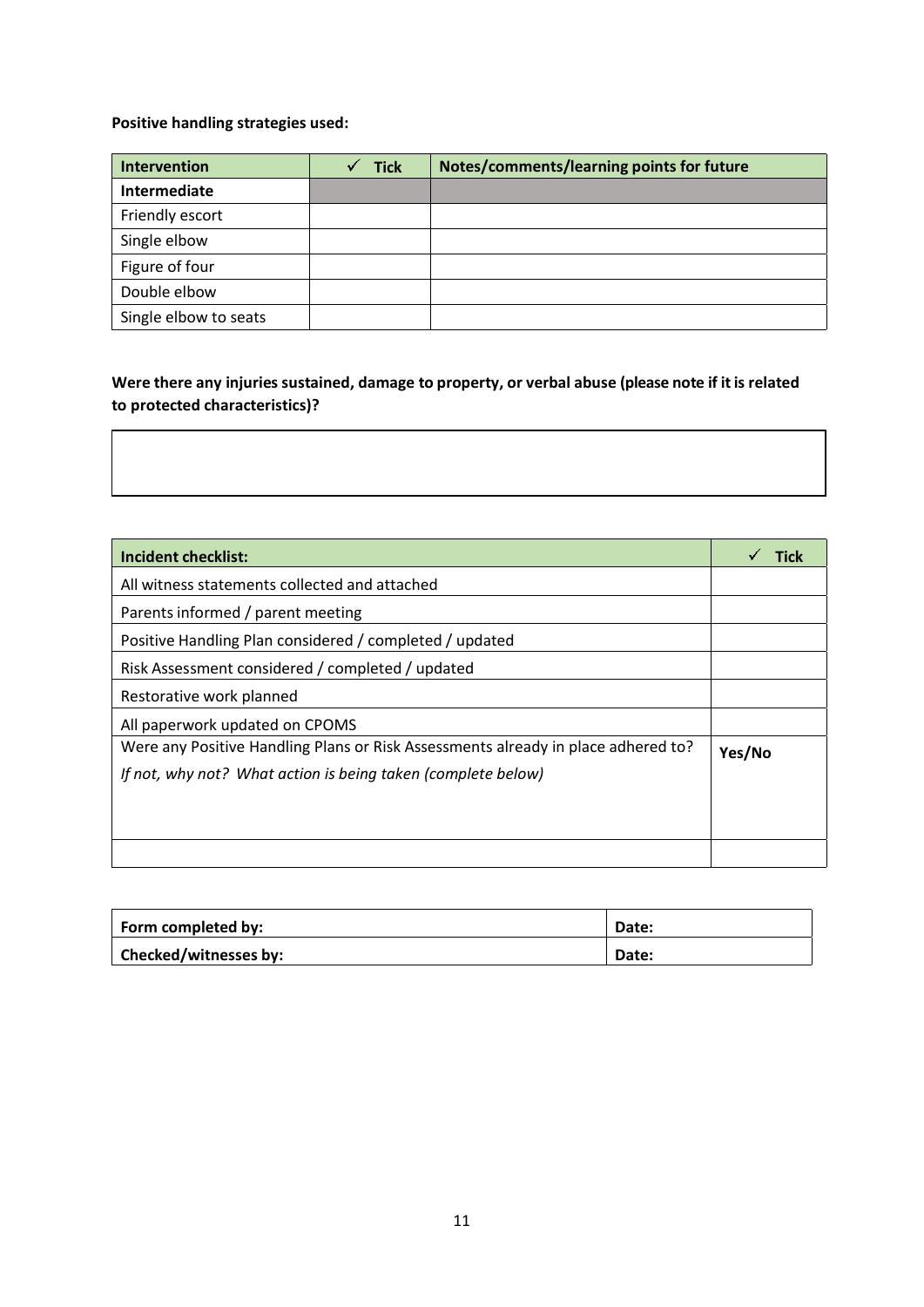**Positive handling strategies used:**

| Intervention | ✓ Tick | Notes/comments/learning points for future |
|---|---|---|
| **Intermediate** | | |
| Friendly escort | | |
| Single elbow | | |
| Figure of four | | |
| Double elbow | | |
| Single elbow to seats | | |

**Were there any injuries sustained, damage to property, or verbal abuse (please note if it is related to protected characteristics)?**

| |
|---|
| |

| Incident checklist: | ✓ Tick |
|---|---|
| All witness statements collected and attached | |
| Parents informed / parent meeting | |
| Positive Handling Plan considered / completed / updated | |
| Risk Assessment considered / completed / updated | |
| Restorative work planned | |
| All paperwork updated on CPOMS | |
| Were any Positive Handling Plans or Risk Assessments already in place adhered to? *If not, why not? What action is being taken (complete below)* | **Yes/No** |
| | |

| **Form completed by:** | **Date:** |
|---|---|
| **Checked/witnesses by:** | **Date:** |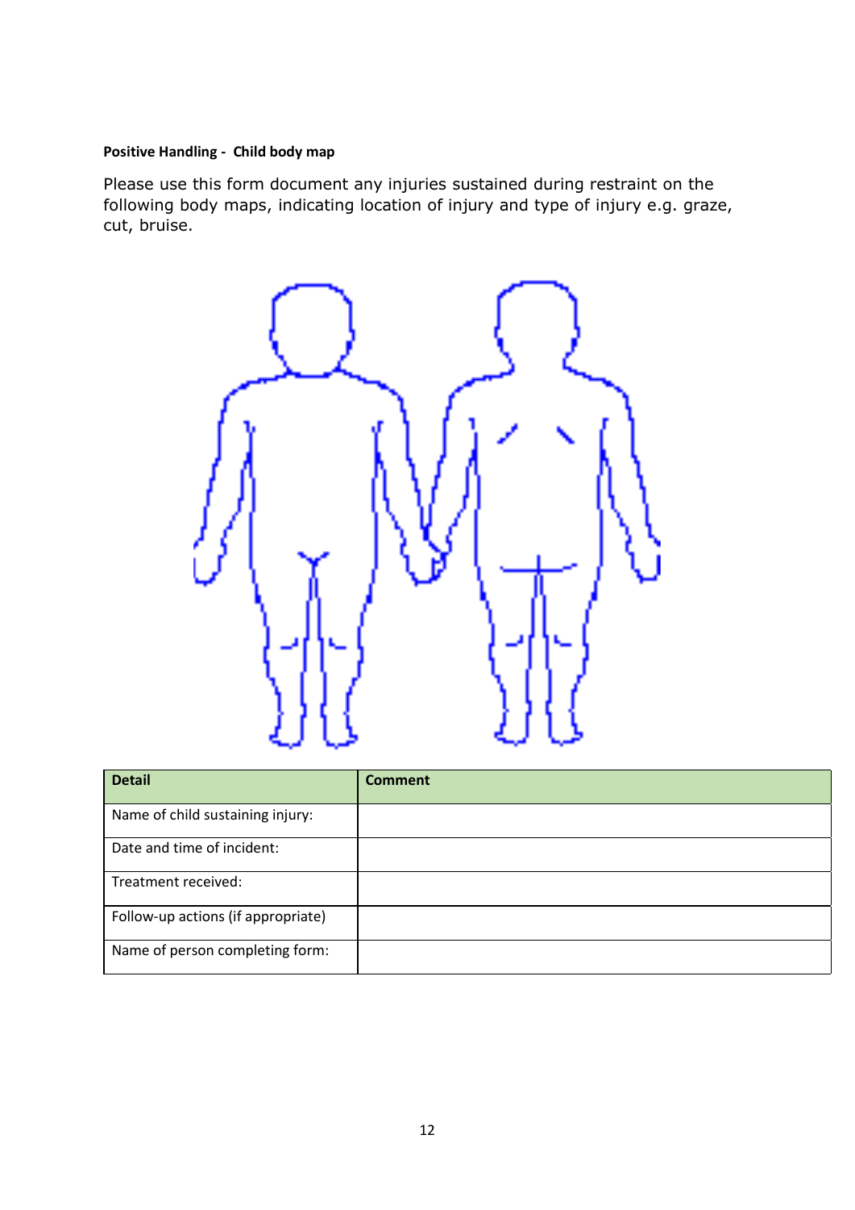**Positive Handling - Child body map**

Please use this form document any injuries sustained during restraint on the following body maps, indicating location of injury and type of injury e.g. graze, cut, bruise.

| Detail | Comment |
|---|---|
| Name of child sustaining injury: | |
| Date and time of incident: | |
| Treatment received: | |
| Follow-up actions (if appropriate) | |
| Name of person completing form: | |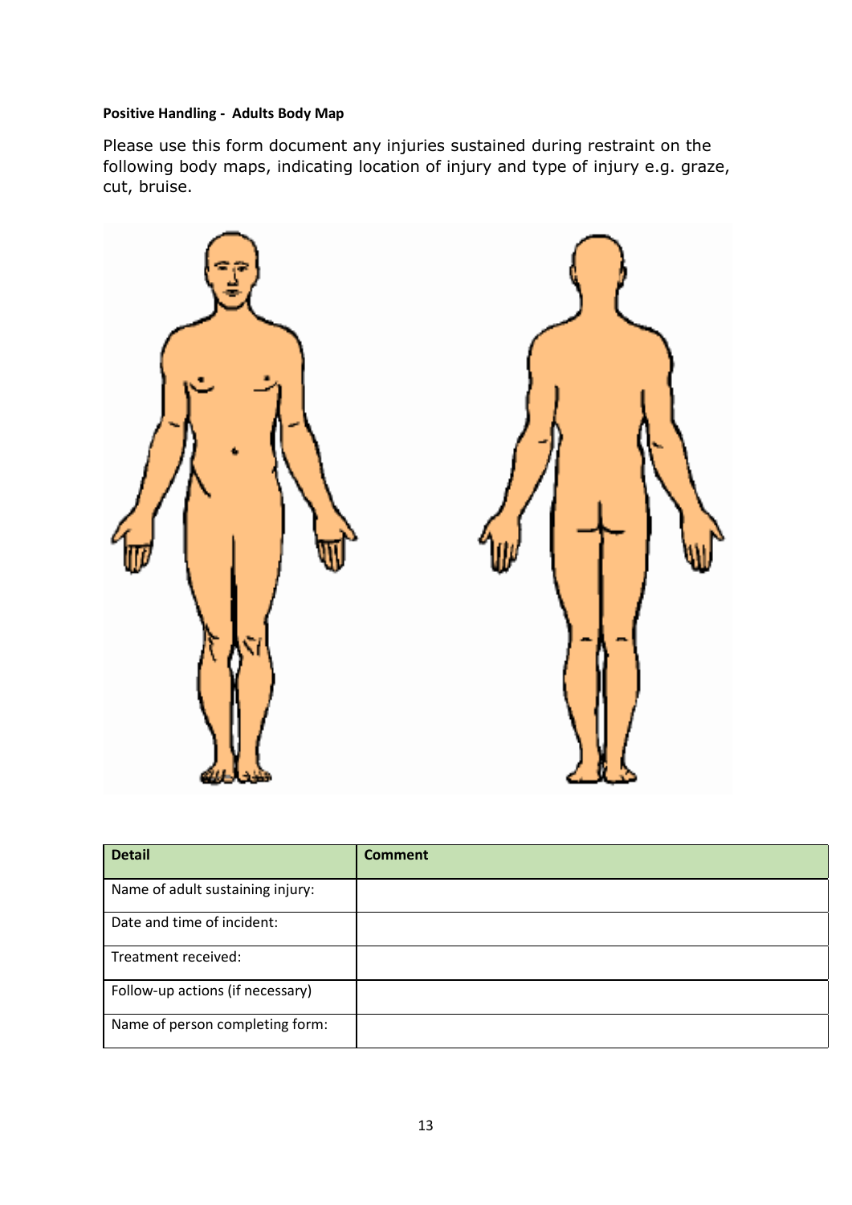**Positive Handling - Adults Body Map**

Please use this form document any injuries sustained during restraint on the following body maps, indicating location of injury and type of injury e.g. graze, cut, bruise.

| Detail | Comment |
| --- | --- |
| Name of adult sustaining injury: | |
| Date and time of incident: | |
| Treatment received: | |
| Follow-up actions (if necessary) | |
| Name of person completing form: | |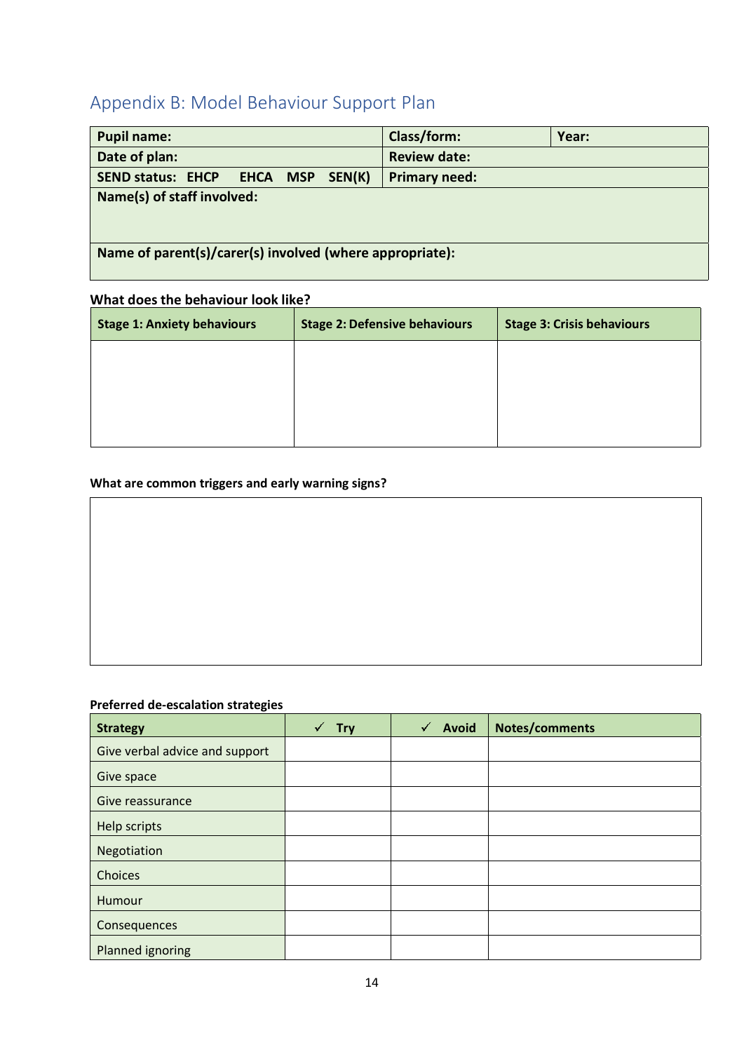## Appendix B: Model Behaviour Support Plan

| Pupil name: | Class/form: | Year: |
|---|---|---|
| Date of plan: | Review date: | |
| SEND status: EHCP EHCA MSP SEN(K) | Primary need: | |
| Name(s) of staff involved: | | |
| Name of parent(s)/carer(s) involved (where appropriate): | | |

**What does the behaviour look like?**

| Stage 1: Anxiety behaviours | Stage 2: Defensive behaviours | Stage 3: Crisis behaviours |
|---|---|---|
| | | |

**What are common triggers and early warning signs?**

| |
|---|
| |

**Preferred de-escalation strategies**

| Strategy | ✓ Try | ✓ Avoid | Notes/comments |
|---|---|---|---|
| Give verbal advice and support | | | |
| Give space | | | |
| Give reassurance | | | |
| Help scripts | | | |
| Negotiation | | | |
| Choices | | | |
| Humour | | | |
| Consequences | | | |
| Planned ignoring | | | |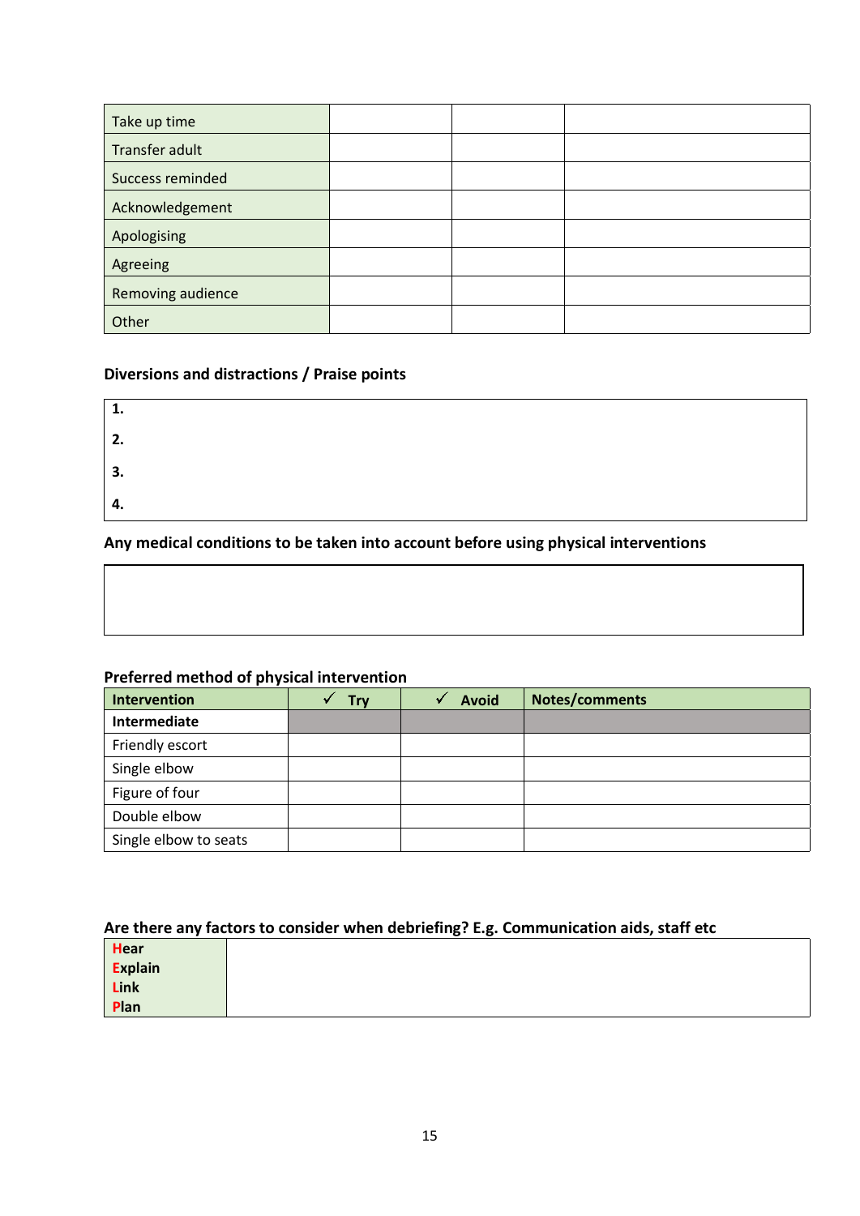| Take up time | | | |
|---|---|---|---|
| Transfer adult | | | |
| Success reminded | | | |
| Acknowledgement | | | |
| Apologising | | | |
| Agreeing | | | |
| Removing audience | | | |
| Other | | | |

**Diversions and distractions / Praise points**

| |
|---|
| **1.** |
| **2.** |
| **3.** |
| **4.** |

**Any medical conditions to be taken into account before using physical interventions**

| |
|---|
| |

**Preferred method of physical intervention**

| Intervention | ✓ Try | ✓ Avoid | Notes/comments |
|---|---|---|---|
| **Intermediate** | | | |
| Friendly escort | | | |
| Single elbow | | | |
| Figure of four | | | |
| Double elbow | | | |
| Single elbow to seats | | | |

**Are there any factors to consider when debriefing? E.g. Communication aids, staff etc**

| **H**ear<br>**E**xplain<br>**L**ink<br>**P**lan | |
|---|---|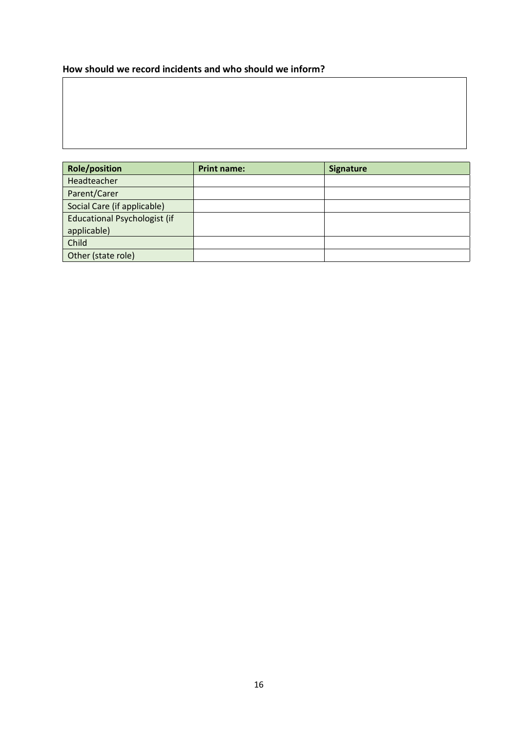**How should we record incidents and who should we inform?**

| Role/position | Print name: | Signature |
| --- | --- | --- |
| Headteacher | | |
| Parent/Carer | | |
| Social Care (if applicable) | | |
| Educational Psychologist (if applicable) | | |
| Child | | |
| Other (state role) | | |